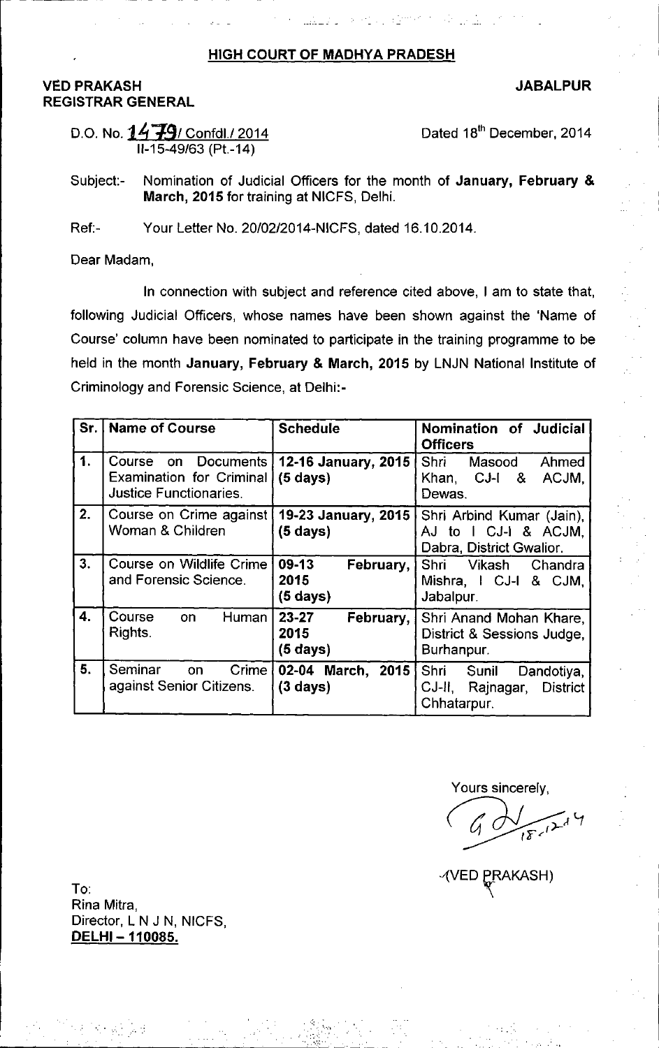## HIGH COURT OF MADHYA PRADESH

**VED PRAKASH**
**REGISTRAR GENERAL**

**JABALPUR**

D.O. No. 1479/ Confdl./ 2014
II-15-49/63 (Pt.-14)

Dated 18th December, 2014

Subject:- Nomination of Judicial Officers for the month of **January, February & March, 2015** for training at NICFS, Delhi.

Ref:- Your Letter No. 20/02/2014-NICFS, dated 16.10.2014.

Dear Madam,

In connection with subject and reference cited above, I am to state that, following Judicial Officers, whose names have been shown against the 'Name of Course' column have been nominated to participate in the training programme to be held in the month **January, February & March, 2015** by LNJN National Institute of Criminology and Forensic Science, at Delhi:-

| Sr. | Name of Course | Schedule | Nomination of Judicial Officers |
|---|---|---|---|
| 1. | Course on Documents Examination for Criminal Justice Functionaries. | **12-16 January, 2015 (5 days)** | Shri Masood Ahmed Khan, CJ-I & ACJM, Dewas. |
| 2. | Course on Crime against Woman & Children | **19-23 January, 2015 (5 days)** | Shri Arbind Kumar (Jain), AJ to I CJ-I & ACJM, Dabra, District Gwalior. |
| 3. | Course on Wildlife Crime and Forensic Science. | **09-13 February, 2015 (5 days)** | Shri Vikash Chandra Mishra, I CJ-I & CJM, Jabalpur. |
| 4. | Course on Human Rights. | **23-27 February, 2015 (5 days)** | Shri Anand Mohan Khare, District & Sessions Judge, Burhanpur. |
| 5. | Seminar on Crime against Senior Citizens. | **02-04 March, 2015 (3 days)** | Shri Sunil Dandotiya, CJ-II, Rajnagar, District Chhatarpur. |

Yours sincerely,

18.12.14

(VED PRAKASH)

To:
Rina Mitra,
Director, L N J N, NICFS,
**DELHI – 110085.**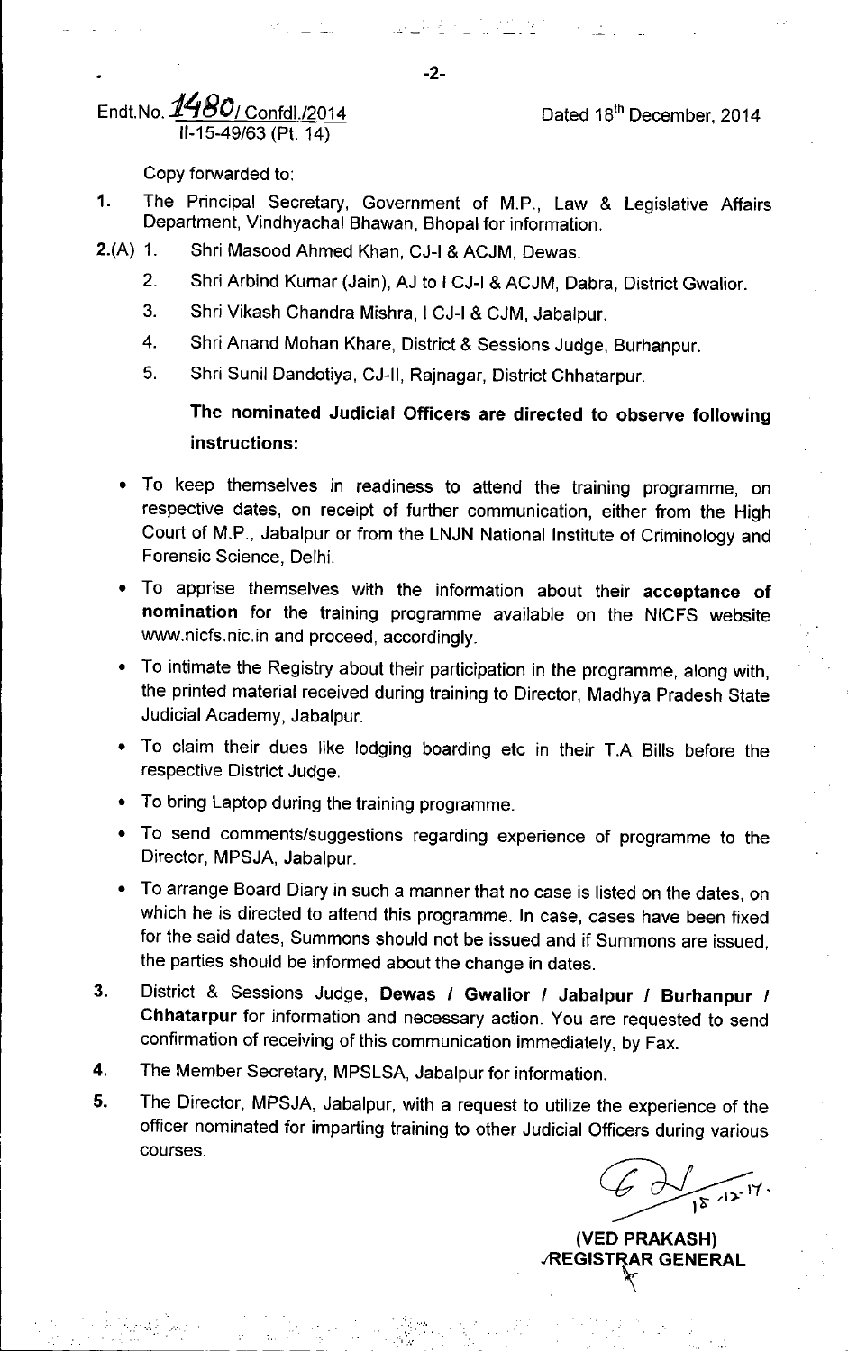Endt.No. 1480/ Confdl./2014
II-15-49/63 (Pt. 14)

Dated 18th December, 2014

Copy forwarded to:

1. The Principal Secretary, Government of M.P., Law & Legislative Affairs Department, Vindhyachal Bhawan, Bhopal for information.

2.(A) 1. Shri Masood Ahmed Khan, CJ-I & ACJM, Dewas.

2. Shri Arbind Kumar (Jain), AJ to I CJ-I & ACJM, Dabra, District Gwalior.

3. Shri Vikash Chandra Mishra, I CJ-I & CJM, Jabalpur.

4. Shri Anand Mohan Khare, District & Sessions Judge, Burhanpur.

5. Shri Sunil Dandotiya, CJ-II, Rajnagar, District Chhatarpur.

**The nominated Judicial Officers are directed to observe following instructions:**

- To keep themselves in readiness to attend the training programme, on respective dates, on receipt of further communication, either from the High Court of M.P., Jabalpur or from the LNJN National Institute of Criminology and Forensic Science, Delhi.
- To apprise themselves with the information about their **acceptance of nomination** for the training programme available on the NICFS website www.nicfs.nic.in and proceed, accordingly.
- To intimate the Registry about their participation in the programme, along with, the printed material received during training to Director, Madhya Pradesh State Judicial Academy, Jabalpur.
- To claim their dues like lodging boarding etc in their T.A Bills before the respective District Judge.
- To bring Laptop during the training programme.
- To send comments/suggestions regarding experience of programme to the Director, MPSJA, Jabalpur.
- To arrange Board Diary in such a manner that no case is listed on the dates, on which he is directed to attend this programme. In case, cases have been fixed for the said dates, Summons should not be issued and if Summons are issued, the parties should be informed about the change in dates.

3. District & Sessions Judge, **Dewas / Gwalior / Jabalpur / Burhanpur / Chhatarpur** for information and necessary action. You are requested to send confirmation of receiving of this communication immediately, by Fax.

4. The Member Secretary, MPSLSA, Jabalpur for information.

5. The Director, MPSJA, Jabalpur, with a request to utilize the experience of the officer nominated for imparting training to other Judicial Officers during various courses.

18.12.14

**(VED PRAKASH)**
**REGISTRAR GENERAL**